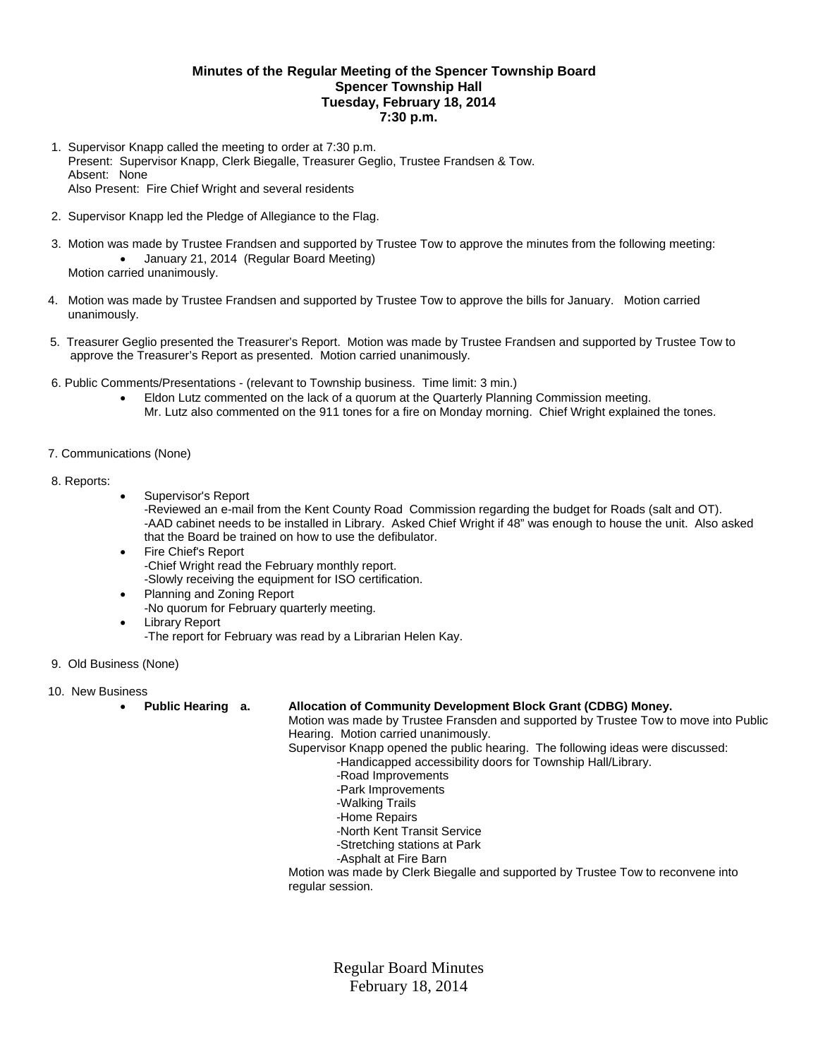**Minutes of the Regular Meeting of the Spencer Township Board**
**Spencer Township Hall**
**Tuesday, February 18, 2014**
**7:30 p.m.**

1. Supervisor Knapp called the meeting to order at 7:30 p.m.
   Present: Supervisor Knapp, Clerk Biegalle, Treasurer Geglio, Trustee Frandsen & Tow.
   Absent: None
   Also Present: Fire Chief Wright and several residents

2. Supervisor Knapp led the Pledge of Allegiance to the Flag.

3. Motion was made by Trustee Frandsen and supported by Trustee Tow to approve the minutes from the following meeting:
   - January 21, 2014 (Regular Board Meeting)

   Motion carried unanimously.

4. Motion was made by Trustee Frandsen and supported by Trustee Tow to approve the bills for January. Motion carried unanimously.

5. Treasurer Geglio presented the Treasurer's Report. Motion was made by Trustee Frandsen and supported by Trustee Tow to approve the Treasurer's Report as presented. Motion carried unanimously.

6. Public Comments/Presentations - (relevant to Township business. Time limit: 3 min.)
   - Eldon Lutz commented on the lack of a quorum at the Quarterly Planning Commission meeting. Mr. Lutz also commented on the 911 tones for a fire on Monday morning. Chief Wright explained the tones.

7. Communications (None)

8. Reports:
   - Supervisor's Report
     -Reviewed an e-mail from the Kent County Road Commission regarding the budget for Roads (salt and OT).
     -AAD cabinet needs to be installed in Library. Asked Chief Wright if 48" was enough to house the unit. Also asked that the Board be trained on how to use the defibulator.
   - Fire Chief's Report
     -Chief Wright read the February monthly report.
     -Slowly receiving the equipment for ISO certification.
   - Planning and Zoning Report
     -No quorum for February quarterly meeting.
   - Library Report
     -The report for February was read by a Librarian Helen Kay.

9. Old Business (None)

10. New Business
    - **Public Hearing a. Allocation of Community Development Block Grant (CDBG) Money.**
      Motion was made by Trustee Fransden and supported by Trustee Tow to move into Public Hearing. Motion carried unanimously.
      Supervisor Knapp opened the public hearing. The following ideas were discussed:
      -Handicapped accessibility doors for Township Hall/Library.
      -Road Improvements
      -Park Improvements
      -Walking Trails
      -Home Repairs
      -North Kent Transit Service
      -Stretching stations at Park
      -Asphalt at Fire Barn
      Motion was made by Clerk Biegalle and supported by Trustee Tow to reconvene into regular session.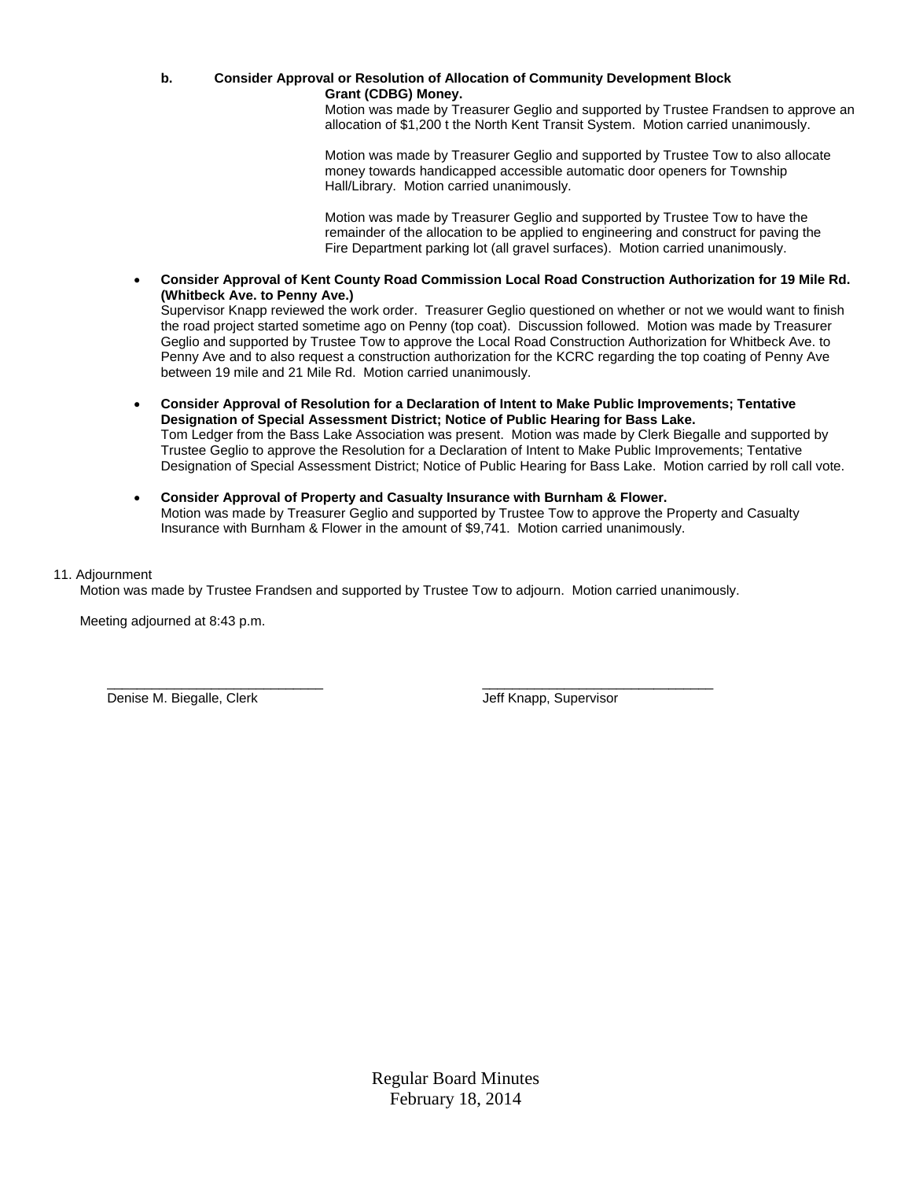**b. Consider Approval or Resolution of Allocation of Community Development Block Grant (CDBG) Money.**

Motion was made by Treasurer Geglio and supported by Trustee Frandsen to approve an allocation of $1,200 t the North Kent Transit System. Motion carried unanimously.

Motion was made by Treasurer Geglio and supported by Trustee Tow to also allocate money towards handicapped accessible automatic door openers for Township Hall/Library. Motion carried unanimously.

Motion was made by Treasurer Geglio and supported by Trustee Tow to have the remainder of the allocation to be applied to engineering and construct for paving the Fire Department parking lot (all gravel surfaces). Motion carried unanimously.

- **Consider Approval of Kent County Road Commission Local Road Construction Authorization for 19 Mile Rd. (Whitbeck Ave. to Penny Ave.)**
  Supervisor Knapp reviewed the work order. Treasurer Geglio questioned on whether or not we would want to finish the road project started sometime ago on Penny (top coat). Discussion followed. Motion was made by Treasurer Geglio and supported by Trustee Tow to approve the Local Road Construction Authorization for Whitbeck Ave. to Penny Ave and to also request a construction authorization for the KCRC regarding the top coating of Penny Ave between 19 mile and 21 Mile Rd. Motion carried unanimously.

- **Consider Approval of Resolution for a Declaration of Intent to Make Public Improvements; Tentative Designation of Special Assessment District; Notice of Public Hearing for Bass Lake.**
  Tom Ledger from the Bass Lake Association was present. Motion was made by Clerk Biegalle and supported by Trustee Geglio to approve the Resolution for a Declaration of Intent to Make Public Improvements; Tentative Designation of Special Assessment District; Notice of Public Hearing for Bass Lake. Motion carried by roll call vote.

- **Consider Approval of Property and Casualty Insurance with Burnham & Flower.**
  Motion was made by Treasurer Geglio and supported by Trustee Tow to approve the Property and Casualty Insurance with Burnham & Flower in the amount of $9,741. Motion carried unanimously.

11. Adjournment

Motion was made by Trustee Frandsen and supported by Trustee Tow to adjourn. Motion carried unanimously.

Meeting adjourned at 8:43 p.m.

_____________________________ Denise M. Biegalle, Clerk

_____________________________ Jeff Knapp, Supervisor

Regular Board Minutes
February 18, 2014